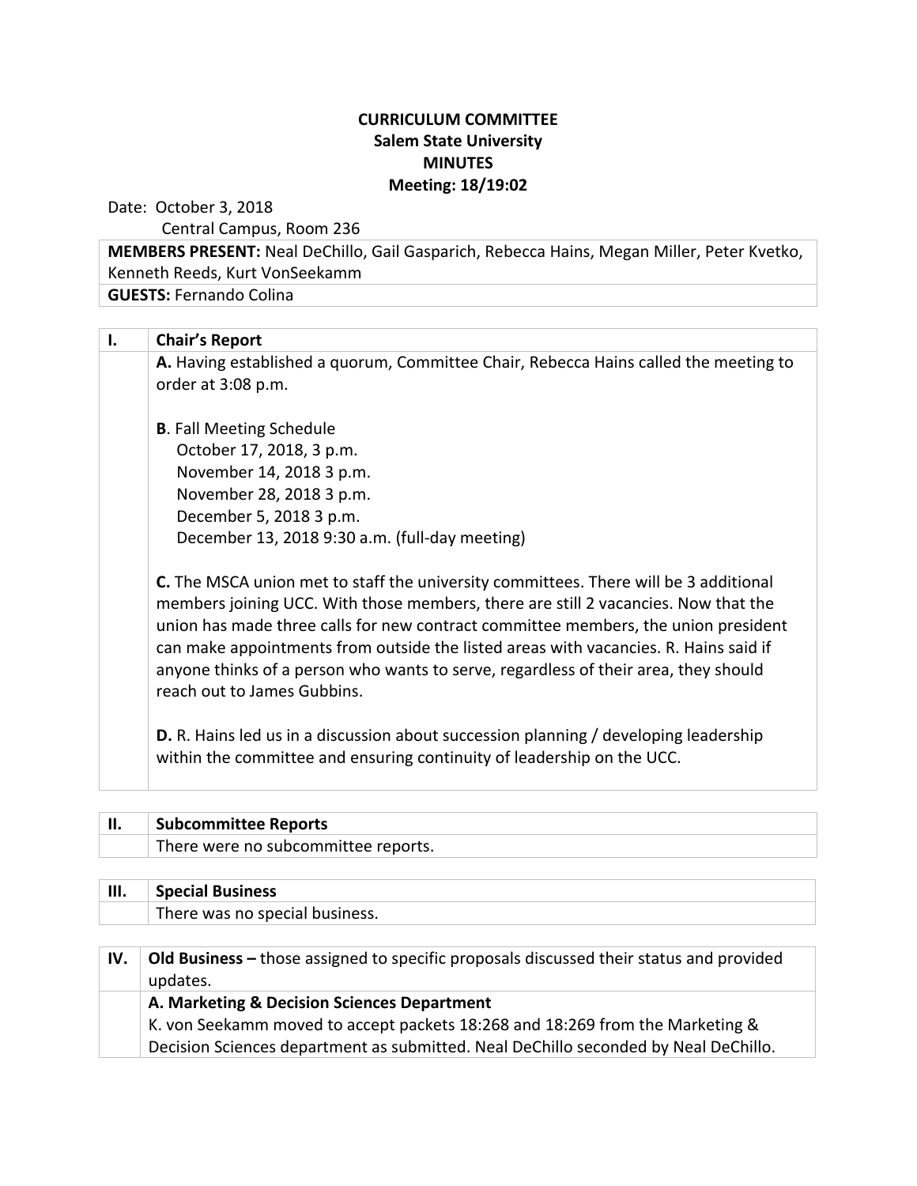**CURRICULUM COMMITTEE**
**Salem State University**
**MINUTES**
**Meeting: 18/19:02**

Date: October 3, 2018
Central Campus, Room 236

| |
|---|
| **MEMBERS PRESENT:** Neal DeChillo, Gail Gasparich, Rebecca Hains, Megan Miller, Peter Kvetko, Kenneth Reeds, Kurt VonSeekamm |
| **GUESTS:** Fernando Colina |

| I. | Chair's Report |
|---|---|
| | **A.** Having established a quorum, Committee Chair, Rebecca Hains called the meeting to order at 3:08 p.m.<br><br>**B**. Fall Meeting Schedule<br>October 17, 2018, 3 p.m.<br>November 14, 2018 3 p.m.<br>November 28, 2018 3 p.m.<br>December 5, 2018 3 p.m.<br>December 13, 2018 9:30 a.m. (full-day meeting)<br><br>**C.** The MSCA union met to staff the university committees. There will be 3 additional members joining UCC. With those members, there are still 2 vacancies. Now that the union has made three calls for new contract committee members, the union president can make appointments from outside the listed areas with vacancies. R. Hains said if anyone thinks of a person who wants to serve, regardless of their area, they should reach out to James Gubbins.<br><br>**D.** R. Hains led us in a discussion about succession planning / developing leadership within the committee and ensuring continuity of leadership on the UCC. |

| II. | Subcommittee Reports |
|---|---|
| | There were no subcommittee reports. |

| III. | Special Business |
|---|---|
| | There was no special business. |

| IV. | **Old Business –** those assigned to specific proposals discussed their status and provided updates. |
|---|---|
| | **A. Marketing & Decision Sciences Department**<br>K. von Seekamm moved to accept packets 18:268 and 18:269 from the Marketing & Decision Sciences department as submitted. Neal DeChillo seconded by Neal DeChillo. |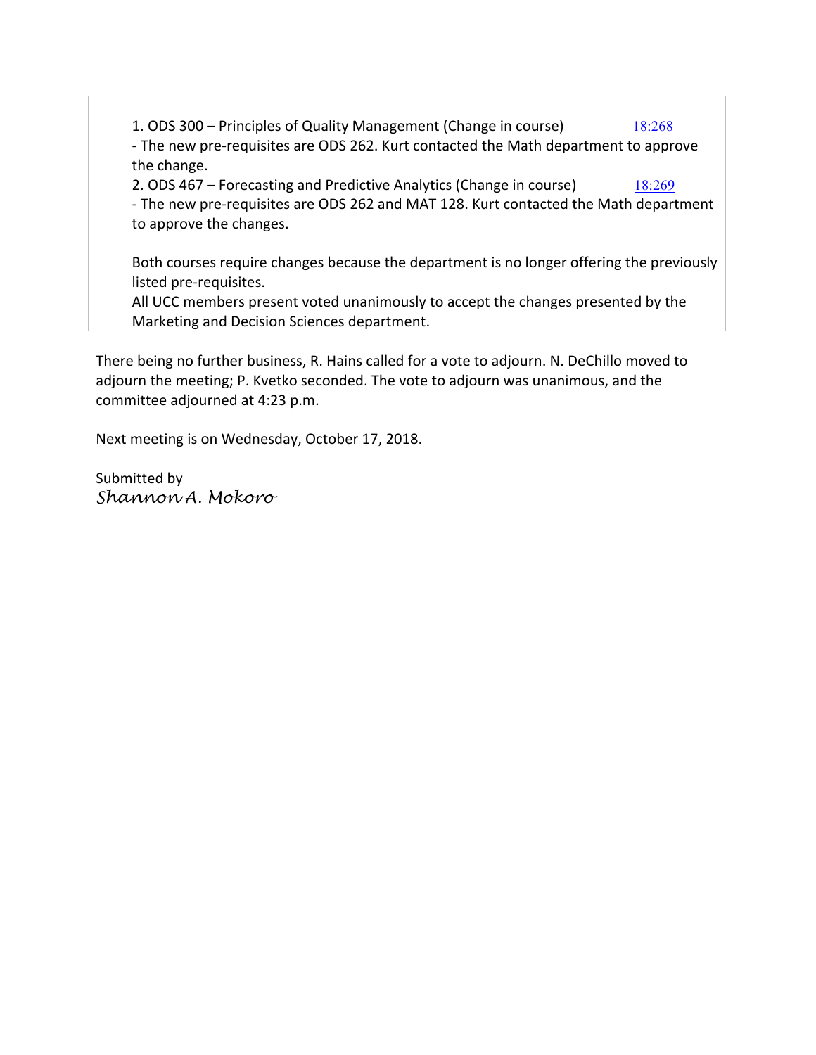| | |
|---|---|
| | 1. ODS 300 – Principles of Quality Management (Change in course) 18:268<br>- The new pre-requisites are ODS 262. Kurt contacted the Math department to approve the change.<br>2. ODS 467 – Forecasting and Predictive Analytics (Change in course) 18:269<br>- The new pre-requisites are ODS 262 and MAT 128. Kurt contacted the Math department to approve the changes.<br><br>Both courses require changes because the department is no longer offering the previously listed pre-requisites.<br>All UCC members present voted unanimously to accept the changes presented by the Marketing and Decision Sciences department. |

There being no further business, R. Hains called for a vote to adjourn. N. DeChillo moved to adjourn the meeting; P. Kvetko seconded. The vote to adjourn was unanimous, and the committee adjourned at 4:23 p.m.

Next meeting is on Wednesday, October 17, 2018.

Submitted by
*Shannon A. Mokoro*